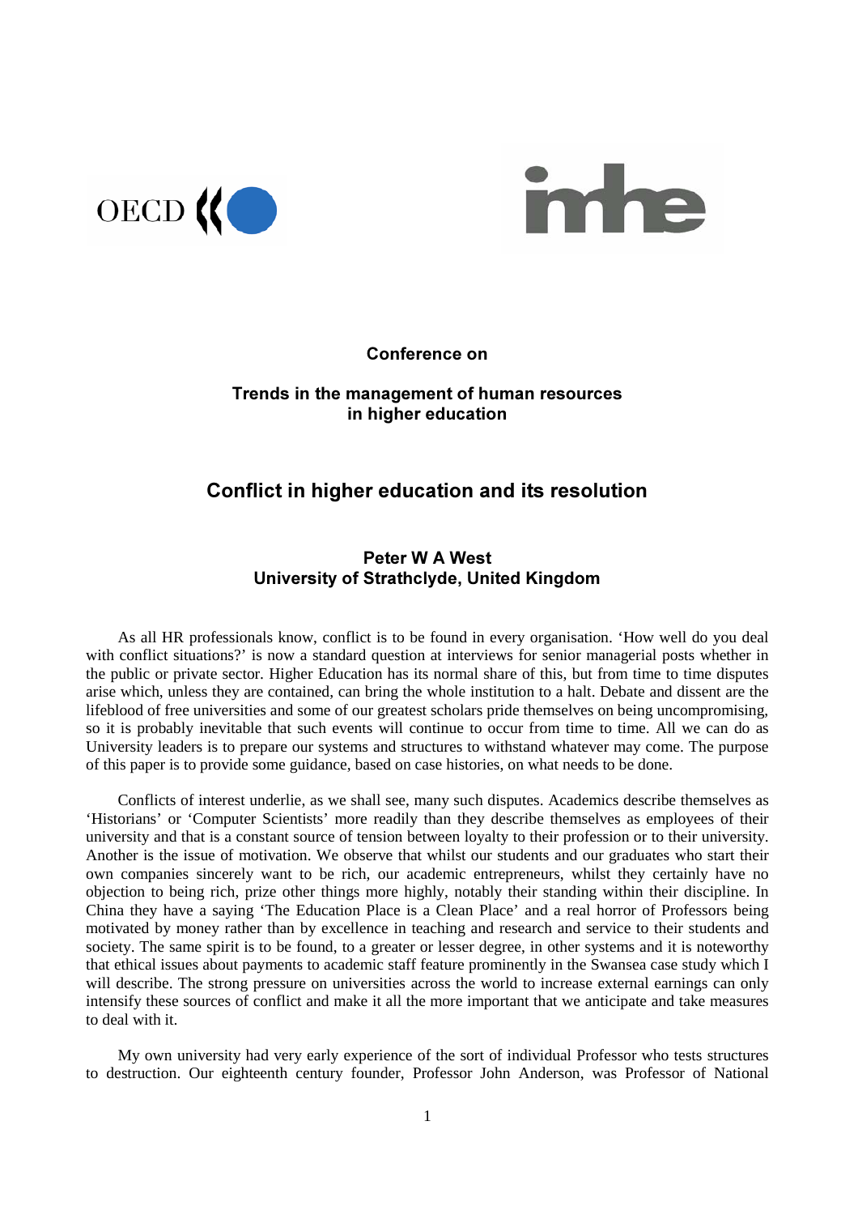**Conference on**

**Trends in the management of human resources in higher education**

# Conflict in higher education and its resolution

**Peter W A West**
**University of Strathclyde, United Kingdom**

As all HR professionals know, conflict is to be found in every organisation. 'How well do you deal with conflict situations?' is now a standard question at interviews for senior managerial posts whether in the public or private sector. Higher Education has its normal share of this, but from time to time disputes arise which, unless they are contained, can bring the whole institution to a halt. Debate and dissent are the lifeblood of free universities and some of our greatest scholars pride themselves on being uncompromising, so it is probably inevitable that such events will continue to occur from time to time. All we can do as University leaders is to prepare our systems and structures to withstand whatever may come. The purpose of this paper is to provide some guidance, based on case histories, on what needs to be done.

Conflicts of interest underlie, as we shall see, many such disputes. Academics describe themselves as 'Historians' or 'Computer Scientists' more readily than they describe themselves as employees of their university and that is a constant source of tension between loyalty to their profession or to their university. Another is the issue of motivation. We observe that whilst our students and our graduates who start their own companies sincerely want to be rich, our academic entrepreneurs, whilst they certainly have no objection to being rich, prize other things more highly, notably their standing within their discipline. In China they have a saying 'The Education Place is a Clean Place' and a real horror of Professors being motivated by money rather than by excellence in teaching and research and service to their students and society. The same spirit is to be found, to a greater or lesser degree, in other systems and it is noteworthy that ethical issues about payments to academic staff feature prominently in the Swansea case study which I will describe. The strong pressure on universities across the world to increase external earnings can only intensify these sources of conflict and make it all the more important that we anticipate and take measures to deal with it.

My own university had very early experience of the sort of individual Professor who tests structures to destruction. Our eighteenth century founder, Professor John Anderson, was Professor of National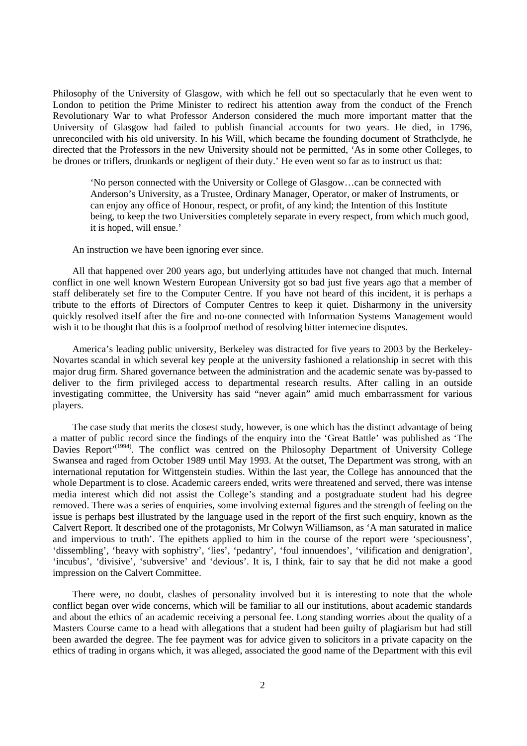Philosophy of the University of Glasgow, with which he fell out so spectacularly that he even went to London to petition the Prime Minister to redirect his attention away from the conduct of the French Revolutionary War to what Professor Anderson considered the much more important matter that the University of Glasgow had failed to publish financial accounts for two years. He died, in 1796, unreconciled with his old university. In his Will, which became the founding document of Strathclyde, he directed that the Professors in the new University should not be permitted, 'As in some other Colleges, to be drones or triflers, drunkards or negligent of their duty.' He even went so far as to instruct us that:

> 'No person connected with the University or College of Glasgow…can be connected with Anderson's University, as a Trustee, Ordinary Manager, Operator, or maker of Instruments, or can enjoy any office of Honour, respect, or profit, of any kind; the Intention of this Institute being, to keep the two Universities completely separate in every respect, from which much good, it is hoped, will ensue.'

An instruction we have been ignoring ever since.

All that happened over 200 years ago, but underlying attitudes have not changed that much. Internal conflict in one well known Western European University got so bad just five years ago that a member of staff deliberately set fire to the Computer Centre. If you have not heard of this incident, it is perhaps a tribute to the efforts of Directors of Computer Centres to keep it quiet. Disharmony in the university quickly resolved itself after the fire and no-one connected with Information Systems Management would wish it to be thought that this is a foolproof method of resolving bitter internecine disputes.

America's leading public university, Berkeley was distracted for five years to 2003 by the Berkeley-Novartes scandal in which several key people at the university fashioned a relationship in secret with this major drug firm. Shared governance between the administration and the academic senate was by-passed to deliver to the firm privileged access to departmental research results. After calling in an outside investigating committee, the University has said "never again" amid much embarrassment for various players.

The case study that merits the closest study, however, is one which has the distinct advantage of being a matter of public record since the findings of the enquiry into the 'Great Battle' was published as 'The Davies Report'[(1994)]. The conflict was centred on the Philosophy Department of University College Swansea and raged from October 1989 until May 1993. At the outset, The Department was strong, with an international reputation for Wittgenstein studies. Within the last year, the College has announced that the whole Department is to close. Academic careers ended, writs were threatened and served, there was intense media interest which did not assist the College's standing and a postgraduate student had his degree removed. There was a series of enquiries, some involving external figures and the strength of feeling on the issue is perhaps best illustrated by the language used in the report of the first such enquiry, known as the Calvert Report. It described one of the protagonists, Mr Colwyn Williamson, as 'A man saturated in malice and impervious to truth'. The epithets applied to him in the course of the report were 'speciousness', 'dissembling', 'heavy with sophistry', 'lies', 'pedantry', 'foul innuendoes', 'vilification and denigration', 'incubus', 'divisive', 'subversive' and 'devious'. It is, I think, fair to say that he did not make a good impression on the Calvert Committee.

There were, no doubt, clashes of personality involved but it is interesting to note that the whole conflict began over wide concerns, which will be familiar to all our institutions, about academic standards and about the ethics of an academic receiving a personal fee. Long standing worries about the quality of a Masters Course came to a head with allegations that a student had been guilty of plagiarism but had still been awarded the degree. The fee payment was for advice given to solicitors in a private capacity on the ethics of trading in organs which, it was alleged, associated the good name of the Department with this evil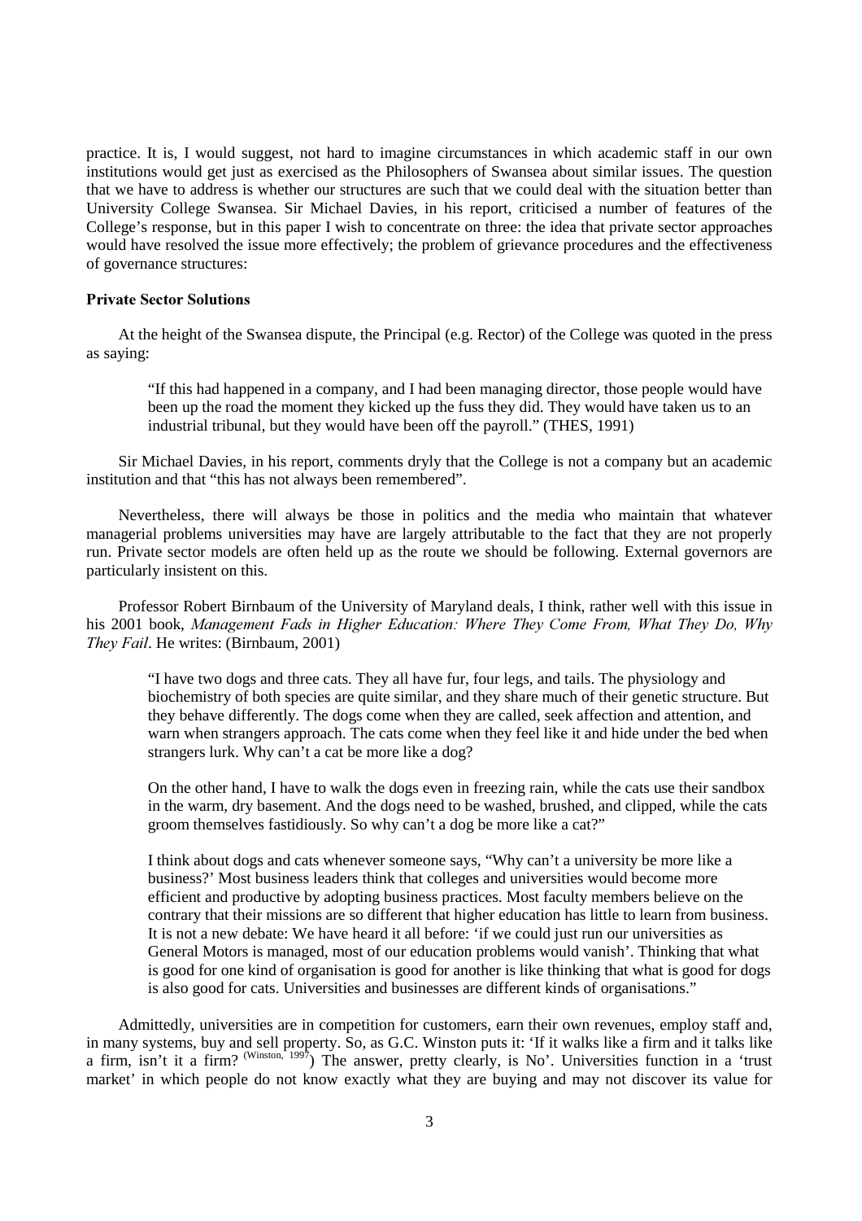practice. It is, I would suggest, not hard to imagine circumstances in which academic staff in our own institutions would get just as exercised as the Philosophers of Swansea about similar issues. The question that we have to address is whether our structures are such that we could deal with the situation better than University College Swansea. Sir Michael Davies, in his report, criticised a number of features of the College's response, but in this paper I wish to concentrate on three: the idea that private sector approaches would have resolved the issue more effectively; the problem of grievance procedures and the effectiveness of governance structures:

### Private Sector Solutions

At the height of the Swansea dispute, the Principal (e.g. Rector) of the College was quoted in the press as saying:

> "If this had happened in a company, and I had been managing director, those people would have been up the road the moment they kicked up the fuss they did. They would have taken us to an industrial tribunal, but they would have been off the payroll." (THES, 1991)

Sir Michael Davies, in his report, comments dryly that the College is not a company but an academic institution and that "this has not always been remembered".

Nevertheless, there will always be those in politics and the media who maintain that whatever managerial problems universities may have are largely attributable to the fact that they are not properly run. Private sector models are often held up as the route we should be following. External governors are particularly insistent on this.

Professor Robert Birnbaum of the University of Maryland deals, I think, rather well with this issue in his 2001 book, *Management Fads in Higher Education: Where They Come From, What They Do, Why They Fail*. He writes: (Birnbaum, 2001)

> "I have two dogs and three cats. They all have fur, four legs, and tails. The physiology and biochemistry of both species are quite similar, and they share much of their genetic structure. But they behave differently. The dogs come when they are called, seek affection and attention, and warn when strangers approach. The cats come when they feel like it and hide under the bed when strangers lurk. Why can't a cat be more like a dog?
>
> On the other hand, I have to walk the dogs even in freezing rain, while the cats use their sandbox in the warm, dry basement. And the dogs need to be washed, brushed, and clipped, while the cats groom themselves fastidiously. So why can't a dog be more like a cat?"
>
> I think about dogs and cats whenever someone says, "Why can't a university be more like a business?' Most business leaders think that colleges and universities would become more efficient and productive by adopting business practices. Most faculty members believe on the contrary that their missions are so different that higher education has little to learn from business. It is not a new debate: We have heard it all before: 'if we could just run our universities as General Motors is managed, most of our education problems would vanish'. Thinking that what is good for one kind of organisation is good for another is like thinking that what is good for dogs is also good for cats. Universities and businesses are different kinds of organisations."

Admittedly, universities are in competition for customers, earn their own revenues, employ staff and, in many systems, buy and sell property. So, as G.C. Winston puts it: 'If it walks like a firm and it talks like a firm, isn't it a firm? (Winston, 1997) The answer, pretty clearly, is No'. Universities function in a 'trust market' in which people do not know exactly what they are buying and may not discover its value for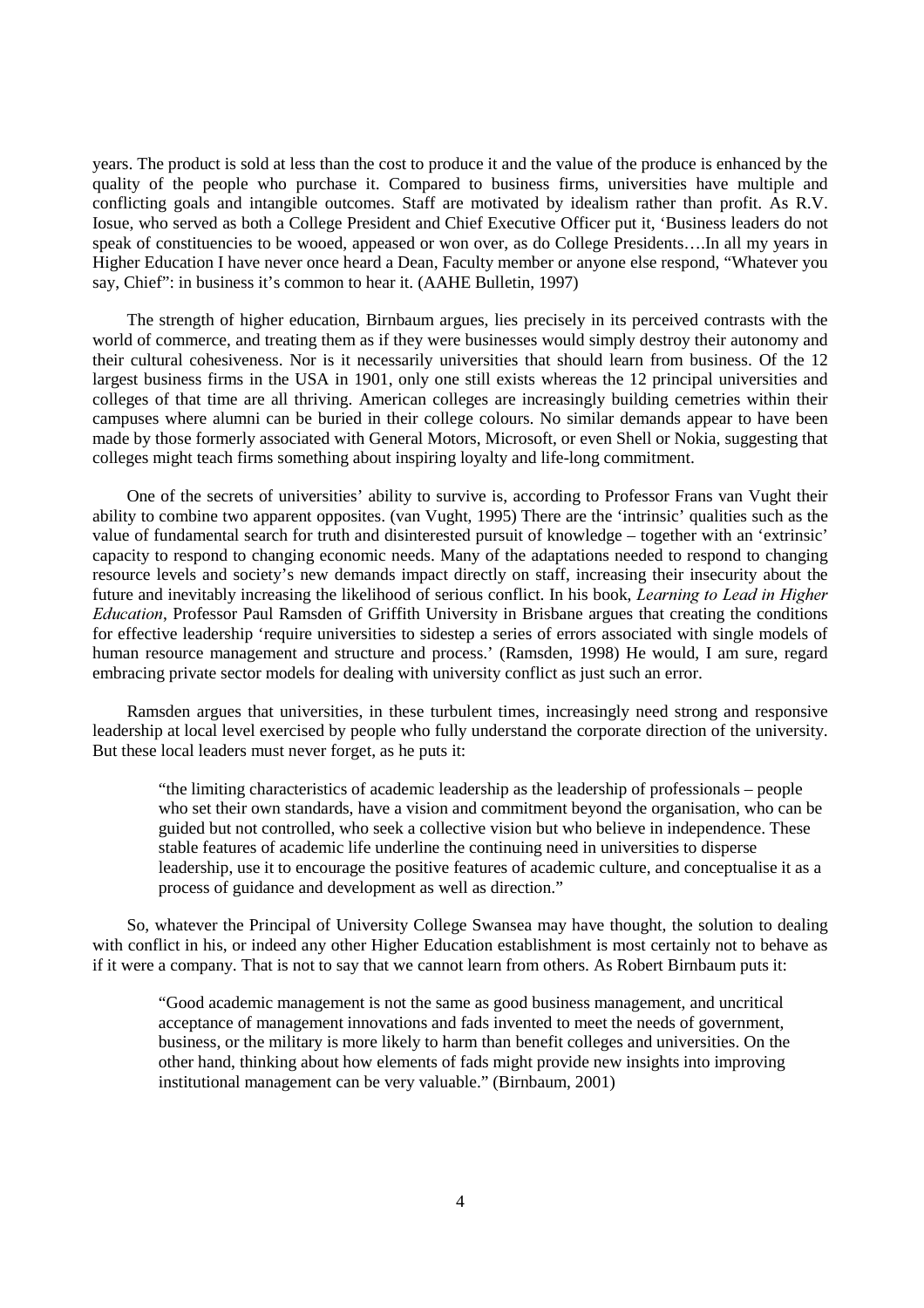years. The product is sold at less than the cost to produce it and the value of the produce is enhanced by the quality of the people who purchase it. Compared to business firms, universities have multiple and conflicting goals and intangible outcomes. Staff are motivated by idealism rather than profit. As R.V. Iosue, who served as both a College President and Chief Executive Officer put it, 'Business leaders do not speak of constituencies to be wooed, appeased or won over, as do College Presidents….In all my years in Higher Education I have never once heard a Dean, Faculty member or anyone else respond, "Whatever you say, Chief": in business it's common to hear it. (AAHE Bulletin, 1997)

The strength of higher education, Birnbaum argues, lies precisely in its perceived contrasts with the world of commerce, and treating them as if they were businesses would simply destroy their autonomy and their cultural cohesiveness. Nor is it necessarily universities that should learn from business. Of the 12 largest business firms in the USA in 1901, only one still exists whereas the 12 principal universities and colleges of that time are all thriving. American colleges are increasingly building cemetries within their campuses where alumni can be buried in their college colours. No similar demands appear to have been made by those formerly associated with General Motors, Microsoft, or even Shell or Nokia, suggesting that colleges might teach firms something about inspiring loyalty and life-long commitment.

One of the secrets of universities' ability to survive is, according to Professor Frans van Vught their ability to combine two apparent opposites. (van Vught, 1995) There are the 'intrinsic' qualities such as the value of fundamental search for truth and disinterested pursuit of knowledge – together with an 'extrinsic' capacity to respond to changing economic needs. Many of the adaptations needed to respond to changing resource levels and society's new demands impact directly on staff, increasing their insecurity about the future and inevitably increasing the likelihood of serious conflict. In his book, *Learning to Lead in Higher Education*, Professor Paul Ramsden of Griffith University in Brisbane argues that creating the conditions for effective leadership 'require universities to sidestep a series of errors associated with single models of human resource management and structure and process.' (Ramsden, 1998) He would, I am sure, regard embracing private sector models for dealing with university conflict as just such an error.

Ramsden argues that universities, in these turbulent times, increasingly need strong and responsive leadership at local level exercised by people who fully understand the corporate direction of the university. But these local leaders must never forget, as he puts it:

> "the limiting characteristics of academic leadership as the leadership of professionals – people who set their own standards, have a vision and commitment beyond the organisation, who can be guided but not controlled, who seek a collective vision but who believe in independence. These stable features of academic life underline the continuing need in universities to disperse leadership, use it to encourage the positive features of academic culture, and conceptualise it as a process of guidance and development as well as direction."

So, whatever the Principal of University College Swansea may have thought, the solution to dealing with conflict in his, or indeed any other Higher Education establishment is most certainly not to behave as if it were a company. That is not to say that we cannot learn from others. As Robert Birnbaum puts it:

> "Good academic management is not the same as good business management, and uncritical acceptance of management innovations and fads invented to meet the needs of government, business, or the military is more likely to harm than benefit colleges and universities. On the other hand, thinking about how elements of fads might provide new insights into improving institutional management can be very valuable." (Birnbaum, 2001)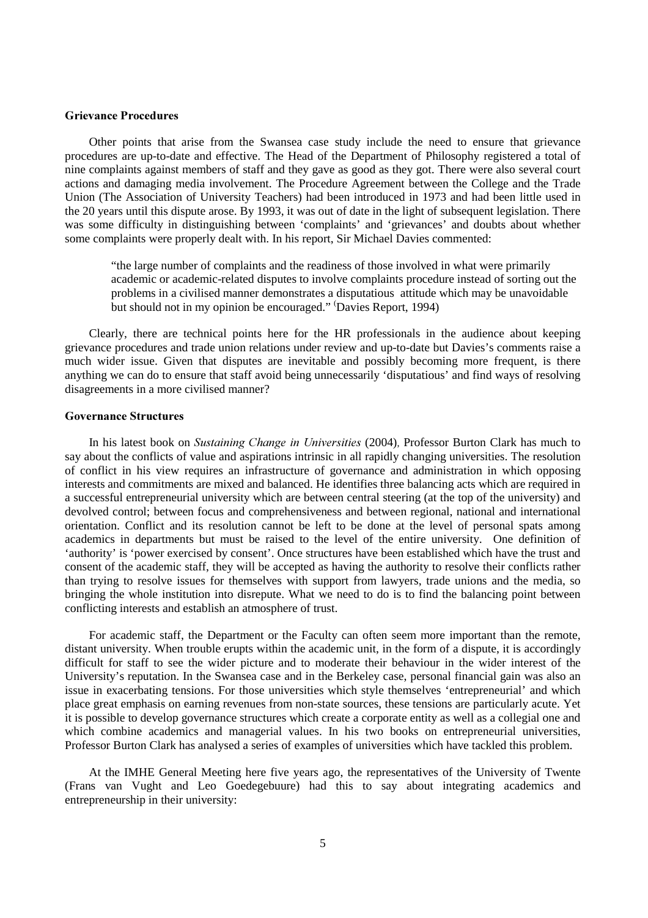### Grievance Procedures

Other points that arise from the Swansea case study include the need to ensure that grievance procedures are up-to-date and effective. The Head of the Department of Philosophy registered a total of nine complaints against members of staff and they gave as good as they got. There were also several court actions and damaging media involvement. The Procedure Agreement between the College and the Trade Union (The Association of University Teachers) had been introduced in 1973 and had been little used in the 20 years until this dispute arose. By 1993, it was out of date in the light of subsequent legislation. There was some difficulty in distinguishing between 'complaints' and 'grievances' and doubts about whether some complaints were properly dealt with. In his report, Sir Michael Davies commented:

> "the large number of complaints and the readiness of those involved in what were primarily academic or academic-related disputes to involve complaints procedure instead of sorting out the problems in a civilised manner demonstrates a disputatious attitude which may be unavoidable but should not in my opinion be encouraged." (Davies Report, 1994)

Clearly, there are technical points here for the HR professionals in the audience about keeping grievance procedures and trade union relations under review and up-to-date but Davies's comments raise a much wider issue. Given that disputes are inevitable and possibly becoming more frequent, is there anything we can do to ensure that staff avoid being unnecessarily 'disputatious' and find ways of resolving disagreements in a more civilised manner?

### Governance Structures

In his latest book on *Sustaining Change in Universities* (2004), Professor Burton Clark has much to say about the conflicts of value and aspirations intrinsic in all rapidly changing universities. The resolution of conflict in his view requires an infrastructure of governance and administration in which opposing interests and commitments are mixed and balanced. He identifies three balancing acts which are required in a successful entrepreneurial university which are between central steering (at the top of the university) and devolved control; between focus and comprehensiveness and between regional, national and international orientation. Conflict and its resolution cannot be left to be done at the level of personal spats among academics in departments but must be raised to the level of the entire university. One definition of 'authority' is 'power exercised by consent'. Once structures have been established which have the trust and consent of the academic staff, they will be accepted as having the authority to resolve their conflicts rather than trying to resolve issues for themselves with support from lawyers, trade unions and the media, so bringing the whole institution into disrepute. What we need to do is to find the balancing point between conflicting interests and establish an atmosphere of trust.

For academic staff, the Department or the Faculty can often seem more important than the remote, distant university. When trouble erupts within the academic unit, in the form of a dispute, it is accordingly difficult for staff to see the wider picture and to moderate their behaviour in the wider interest of the University's reputation. In the Swansea case and in the Berkeley case, personal financial gain was also an issue in exacerbating tensions. For those universities which style themselves 'entrepreneurial' and which place great emphasis on earning revenues from non-state sources, these tensions are particularly acute. Yet it is possible to develop governance structures which create a corporate entity as well as a collegial one and which combine academics and managerial values. In his two books on entrepreneurial universities, Professor Burton Clark has analysed a series of examples of universities which have tackled this problem.

At the IMHE General Meeting here five years ago, the representatives of the University of Twente (Frans van Vught and Leo Goedegebuure) had this to say about integrating academics and entrepreneurship in their university: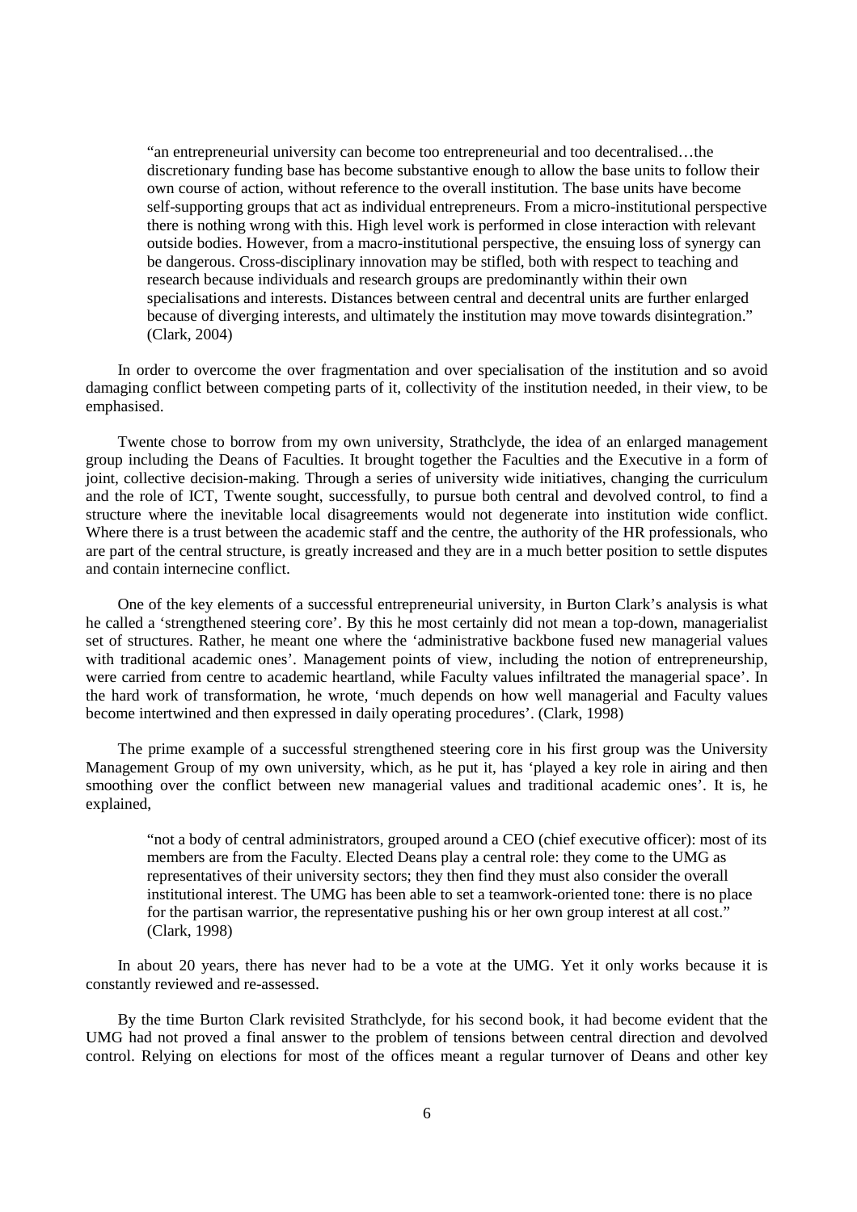> "an entrepreneurial university can become too entrepreneurial and too decentralised…the discretionary funding base has become substantive enough to allow the base units to follow their own course of action, without reference to the overall institution. The base units have become self-supporting groups that act as individual entrepreneurs. From a micro-institutional perspective there is nothing wrong with this. High level work is performed in close interaction with relevant outside bodies. However, from a macro-institutional perspective, the ensuing loss of synergy can be dangerous. Cross-disciplinary innovation may be stifled, both with respect to teaching and research because individuals and research groups are predominantly within their own specialisations and interests. Distances between central and decentral units are further enlarged because of diverging interests, and ultimately the institution may move towards disintegration." (Clark, 2004)

In order to overcome the over fragmentation and over specialisation of the institution and so avoid damaging conflict between competing parts of it, collectivity of the institution needed, in their view, to be emphasised.

Twente chose to borrow from my own university, Strathclyde, the idea of an enlarged management group including the Deans of Faculties. It brought together the Faculties and the Executive in a form of joint, collective decision-making. Through a series of university wide initiatives, changing the curriculum and the role of ICT, Twente sought, successfully, to pursue both central and devolved control, to find a structure where the inevitable local disagreements would not degenerate into institution wide conflict. Where there is a trust between the academic staff and the centre, the authority of the HR professionals, who are part of the central structure, is greatly increased and they are in a much better position to settle disputes and contain internecine conflict.

One of the key elements of a successful entrepreneurial university, in Burton Clark's analysis is what he called a 'strengthened steering core'. By this he most certainly did not mean a top-down, managerialist set of structures. Rather, he meant one where the 'administrative backbone fused new managerial values with traditional academic ones'. Management points of view, including the notion of entrepreneurship, were carried from centre to academic heartland, while Faculty values infiltrated the managerial space'. In the hard work of transformation, he wrote, 'much depends on how well managerial and Faculty values become intertwined and then expressed in daily operating procedures'. (Clark, 1998)

The prime example of a successful strengthened steering core in his first group was the University Management Group of my own university, which, as he put it, has 'played a key role in airing and then smoothing over the conflict between new managerial values and traditional academic ones'. It is, he explained,

> "not a body of central administrators, grouped around a CEO (chief executive officer): most of its members are from the Faculty. Elected Deans play a central role: they come to the UMG as representatives of their university sectors; they then find they must also consider the overall institutional interest. The UMG has been able to set a teamwork-oriented tone: there is no place for the partisan warrior, the representative pushing his or her own group interest at all cost." (Clark, 1998)

In about 20 years, there has never had to be a vote at the UMG. Yet it only works because it is constantly reviewed and re-assessed.

By the time Burton Clark revisited Strathclyde, for his second book, it had become evident that the UMG had not proved a final answer to the problem of tensions between central direction and devolved control. Relying on elections for most of the offices meant a regular turnover of Deans and other key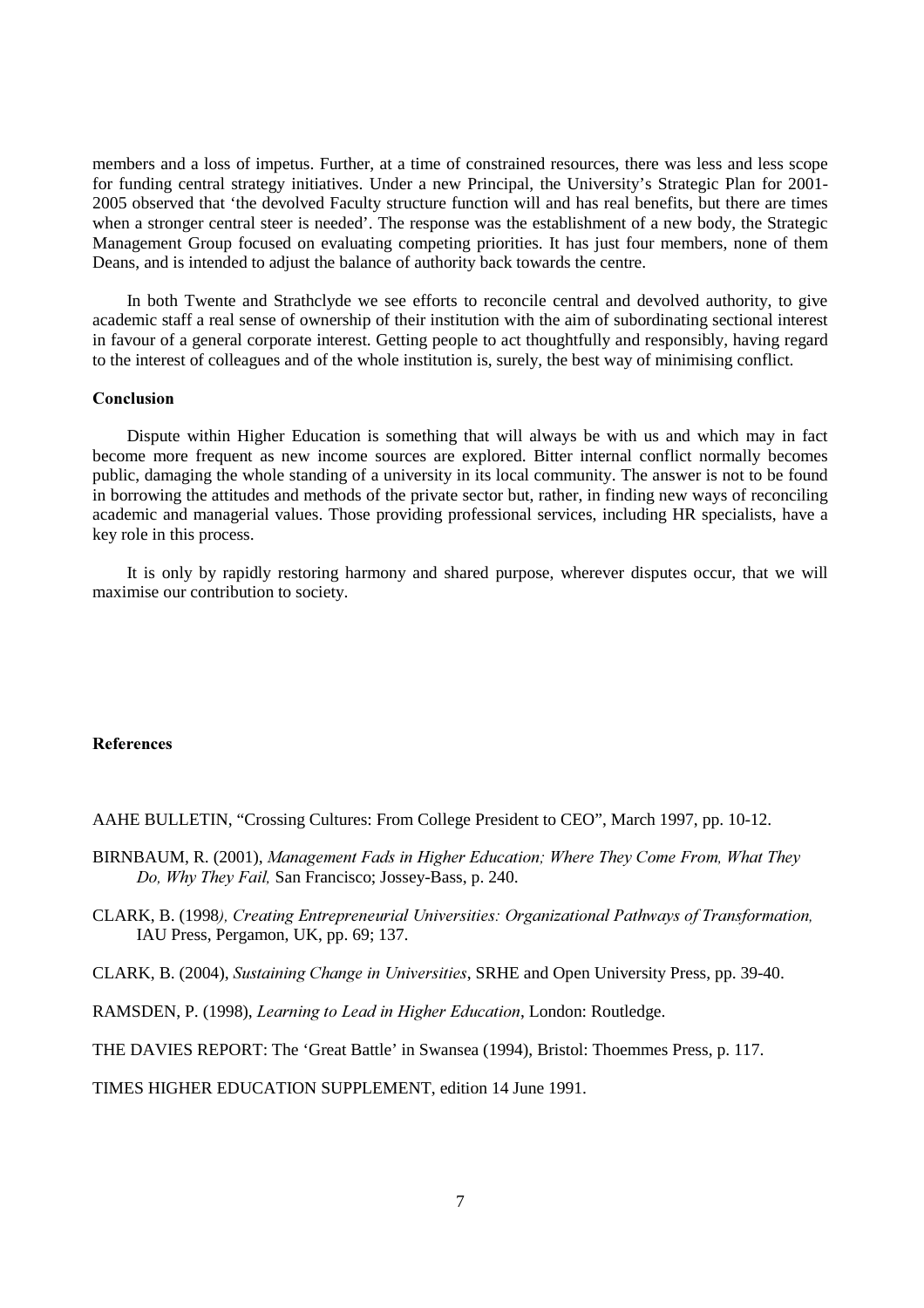members and a loss of impetus. Further, at a time of constrained resources, there was less and less scope for funding central strategy initiatives. Under a new Principal, the University's Strategic Plan for 2001-2005 observed that 'the devolved Faculty structure function will and has real benefits, but there are times when a stronger central steer is needed'. The response was the establishment of a new body, the Strategic Management Group focused on evaluating competing priorities. It has just four members, none of them Deans, and is intended to adjust the balance of authority back towards the centre.

In both Twente and Strathclyde we see efforts to reconcile central and devolved authority, to give academic staff a real sense of ownership of their institution with the aim of subordinating sectional interest in favour of a general corporate interest. Getting people to act thoughtfully and responsibly, having regard to the interest of colleagues and of the whole institution is, surely, the best way of minimising conflict.

### Conclusion

Dispute within Higher Education is something that will always be with us and which may in fact become more frequent as new income sources are explored. Bitter internal conflict normally becomes public, damaging the whole standing of a university in its local community. The answer is not to be found in borrowing the attitudes and methods of the private sector but, rather, in finding new ways of reconciling academic and managerial values. Those providing professional services, including HR specialists, have a key role in this process.

It is only by rapidly restoring harmony and shared purpose, wherever disputes occur, that we will maximise our contribution to society.

### References

AAHE BULLETIN, "Crossing Cultures: From College President to CEO", March 1997, pp. 10-12.

BIRNBAUM, R. (2001), *Management Fads in Higher Education; Where They Come From, What They Do, Why They Fail,* San Francisco; Jossey-Bass, p. 240.

CLARK, B. (1998*), Creating Entrepreneurial Universities: Organizational Pathways of Transformation,* IAU Press, Pergamon, UK, pp. 69; 137.

CLARK, B. (2004), *Sustaining Change in Universities*, SRHE and Open University Press, pp. 39-40.

RAMSDEN, P. (1998), *Learning to Lead in Higher Education*, London: Routledge.

THE DAVIES REPORT: The 'Great Battle' in Swansea (1994), Bristol: Thoemmes Press, p. 117.

TIMES HIGHER EDUCATION SUPPLEMENT, edition 14 June 1991.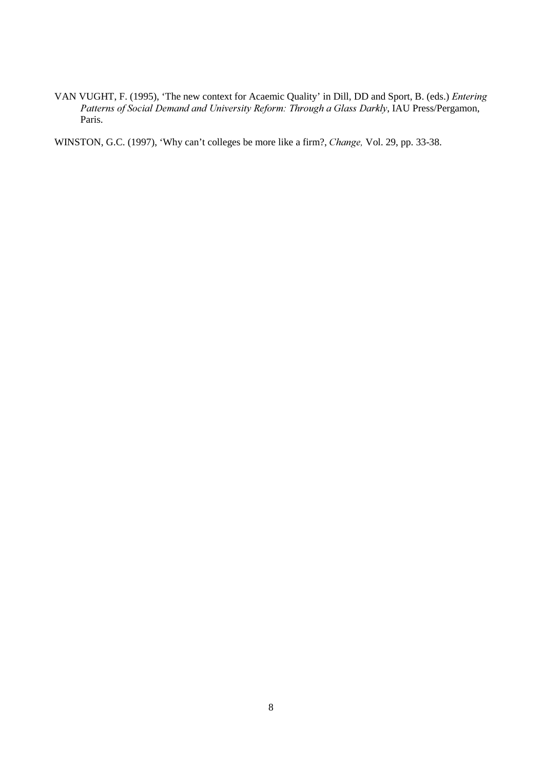VAN VUGHT, F. (1995), 'The new context for Acaemic Quality' in Dill, DD and Sport, B. (eds.) *Entering Patterns of Social Demand and University Reform: Through a Glass Darkly*, IAU Press/Pergamon, Paris.

WINSTON, G.C. (1997), 'Why can't colleges be more like a firm?, *Change,* Vol. 29, pp. 33-38.